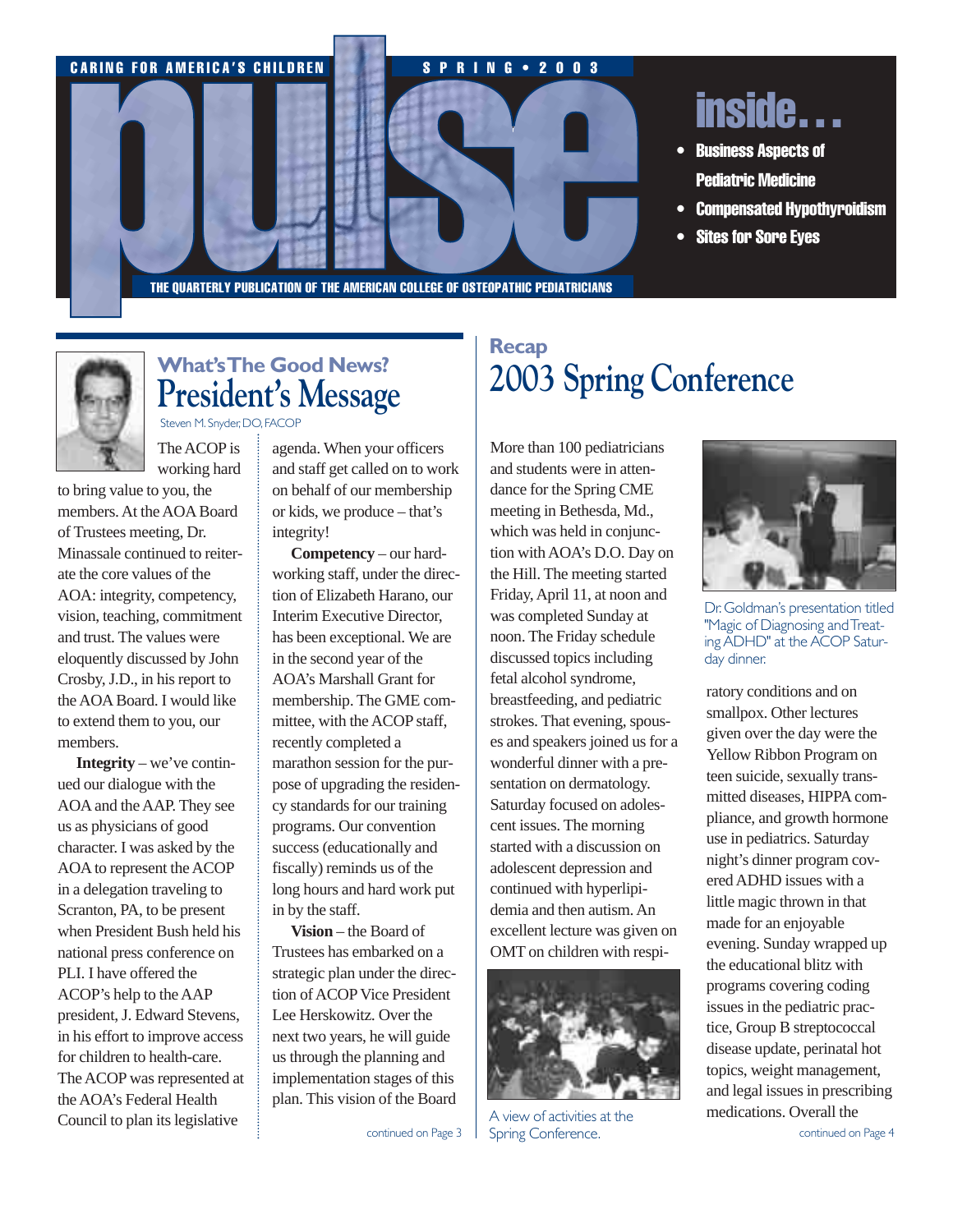CARING FOR AMERICA'S CHILDREN — SPRING • 2003

# pulse

THE QUARTERLY PUBLICATION OF THE AMERICAN COLLEGE OF OSTEOPATHIC PEDIATRICIANS

## inside...

- Business Aspects of Pediatric Medicine
- Compensated Hypothyroidism
- Sites for Sore Eyes

## What's The Good News?
# President's Message

Steven M. Snyder, DO, FACOP

The ACOP is working hard to bring value to you, the members. At the AOA Board of Trustees meeting, Dr. Minassale continued to reiterate the core values of the AOA: integrity, competency, vision, teaching, commitment and trust. The values were eloquently discussed by John Crosby, J.D., in his report to the AOA Board. I would like to extend them to you, our members.

**Integrity** – we've continued our dialogue with the AOA and the AAP. They see us as physicians of good character. I was asked by the AOA to represent the ACOP in a delegation traveling to Scranton, PA, to be present when President Bush held his national press conference on PLI. I have offered the ACOP's help to the AAP president, J. Edward Stevens, in his effort to improve access for children to health-care. The ACOP was represented at the AOA's Federal Health Council to plan its legislative agenda. When your officers and staff get called on to work on behalf of our membership or kids, we produce – that's integrity!

**Competency** – our hard-working staff, under the direction of Elizabeth Harano, our Interim Executive Director, has been exceptional. We are in the second year of the AOA's Marshall Grant for membership. The GME committee, with the ACOP staff, recently completed a marathon session for the purpose of upgrading the residency standards for our training programs. Our convention success (educationally and fiscally) reminds us of the long hours and hard work put in by the staff.

**Vision** – the Board of Trustees has embarked on a strategic plan under the direction of ACOP Vice President Lee Herskowitz. Over the next two years, he will guide us through the planning and implementation stages of this plan. This vision of the Board

continued on Page 3

## Recap
# 2003 Spring Conference

More than 100 pediatricians and students were in attendance for the Spring CME meeting in Bethesda, Md., which was held in conjunction with AOA's D.O. Day on the Hill. The meeting started Friday, April 11, at noon and was completed Sunday at noon. The Friday schedule discussed topics including fetal alcohol syndrome, breastfeeding, and pediatric strokes. That evening, spouses and speakers joined us for a wonderful dinner with a presentation on dermatology. Saturday focused on adolescent issues. The morning started with a discussion on adolescent depression and continued with hyperlipidemia and then autism. An excellent lecture was given on OMT on children with respiratory conditions and on smallpox. Other lectures given over the day were the Yellow Ribbon Program on teen suicide, sexually transmitted diseases, HIPPA compliance, and growth hormone use in pediatrics. Saturday night's dinner program covered ADHD issues with a little magic thrown in that made for an enjoyable evening. Sunday wrapped up the educational blitz with programs covering coding issues in the pediatric practice, Group B streptococcal disease update, perinatal hot topics, weight management, and legal issues in prescribing medications. Overall the

continued on Page 4

A view of activities at the Spring Conference.

Dr. Goldman's presentation titled "Magic of Diagnosing and Treating ADHD" at the ACOP Saturday dinner.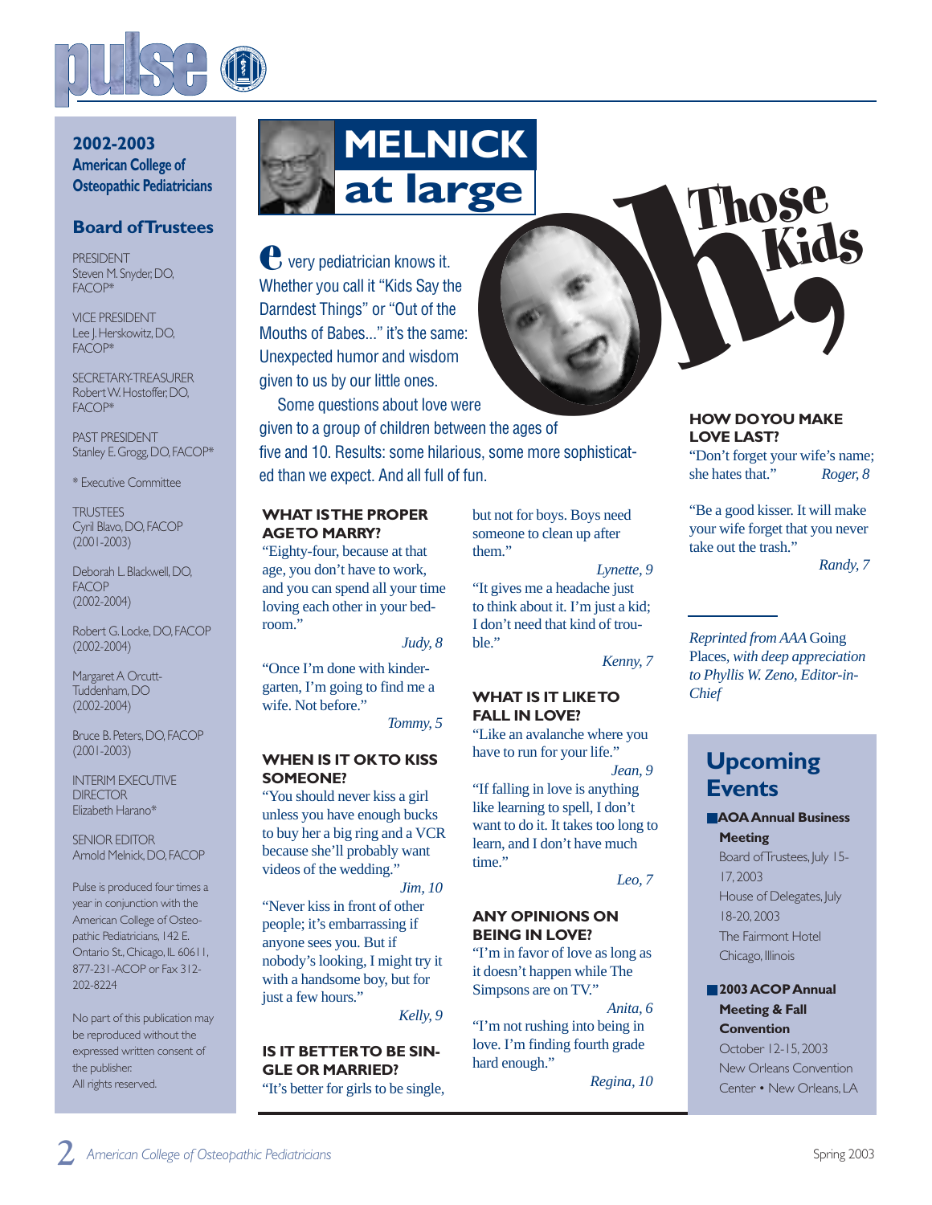## 2002-2003 American College of Osteopathic Pediatricians

### Board of Trustees

PRESIDENT
Steven M. Snyder, DO, FACOP*

VICE PRESIDENT
Lee J. Herskowitz, DO, FACOP*

SECRETARY-TREASURER
Robert W. Hostoffer, DO, FACOP*

PAST PRESIDENT
Stanley E. Grogg, DO, FACOP*

\* Executive Committee

TRUSTEES
Cyril Blavo, DO, FACOP (2001-2003)

Deborah L. Blackwell, DO, FACOP (2002-2004)

Robert G. Locke, DO, FACOP (2002-2004)

Margaret A Orcutt-Tuddenham, DO (2002-2004)

Bruce B. Peters, DO, FACOP (2001-2003)

INTERIM EXECUTIVE DIRECTOR
Elizabeth Harano*

SENIOR EDITOR
Arnold Melnick, DO, FACOP

Pulse is produced four times a year in conjunction with the American College of Osteopathic Pediatricians, 142 E. Ontario St., Chicago, IL 60611, 877-231-ACOP or Fax 312-202-8224

No part of this publication may be reproduced without the expressed written consent of the publisher. All rights reserved.

# MELNICK at large

# Oh, Those Kids

Every pediatrician knows it. Whether you call it "Kids Say the Darndest Things" or "Out of the Mouths of Babes..." it's the same: Unexpected humor and wisdom given to us by our little ones.

Some questions about love were given to a group of children between the ages of five and 10. Results: some hilarious, some more sophisticated than we expect. And all full of fun.

**WHAT IS THE PROPER AGE TO MARRY?**

"Eighty-four, because at that age, you don't have to work, and you can spend all your time loving each other in your bedroom."

*Judy, 8*

"Once I'm done with kindergarten, I'm going to find me a wife. Not before."

*Tommy, 5*

**WHEN IS IT OK TO KISS SOMEONE?**

"You should never kiss a girl unless you have enough bucks to buy her a big ring and a VCR because she'll probably want videos of the wedding."

*Jim, 10*

"Never kiss in front of other people; it's embarrassing if anyone sees you. But if nobody's looking, I might try it with a handsome boy, but for just a few hours."

*Kelly, 9*

**IS IT BETTER TO BE SINGLE OR MARRIED?**

"It's better for girls to be single, but not for boys. Boys need someone to clean up after them."

*Lynette, 9*

"It gives me a headache just to think about it. I'm just a kid; I don't need that kind of trouble."

*Kenny, 7*

**WHAT IS IT LIKE TO FALL IN LOVE?**

"Like an avalanche where you have to run for your life."

*Jean, 9*

"If falling in love is anything like learning to spell, I don't want to do it. It takes too long to learn, and I don't have much time."

*Leo, 7*

**ANY OPINIONS ON BEING IN LOVE?**

"I'm in favor of love as long as it doesn't happen while The Simpsons are on TV."

*Anita, 6*

"I'm not rushing into being in love. I'm finding fourth grade hard enough."

*Regina, 10*

**HOW DO YOU MAKE LOVE LAST?**

"Don't forget your wife's name; she hates that."

*Roger, 8*

"Be a good kisser. It will make your wife forget that you never take out the trash."

*Randy, 7*

*Reprinted from AAA* Going Places, *with deep appreciation to Phyllis W. Zeno, Editor-in-Chief*

## Upcoming Events

- **AOA Annual Business Meeting**
  Board of Trustees, July 15-17, 2003
  House of Delegates, July 18-20, 2003
  The Fairmont Hotel
  Chicago, Illinois

- **2003 ACOP Annual Meeting & Fall Convention**
  October 12-15, 2003
  New Orleans Convention Center • New Orleans, LA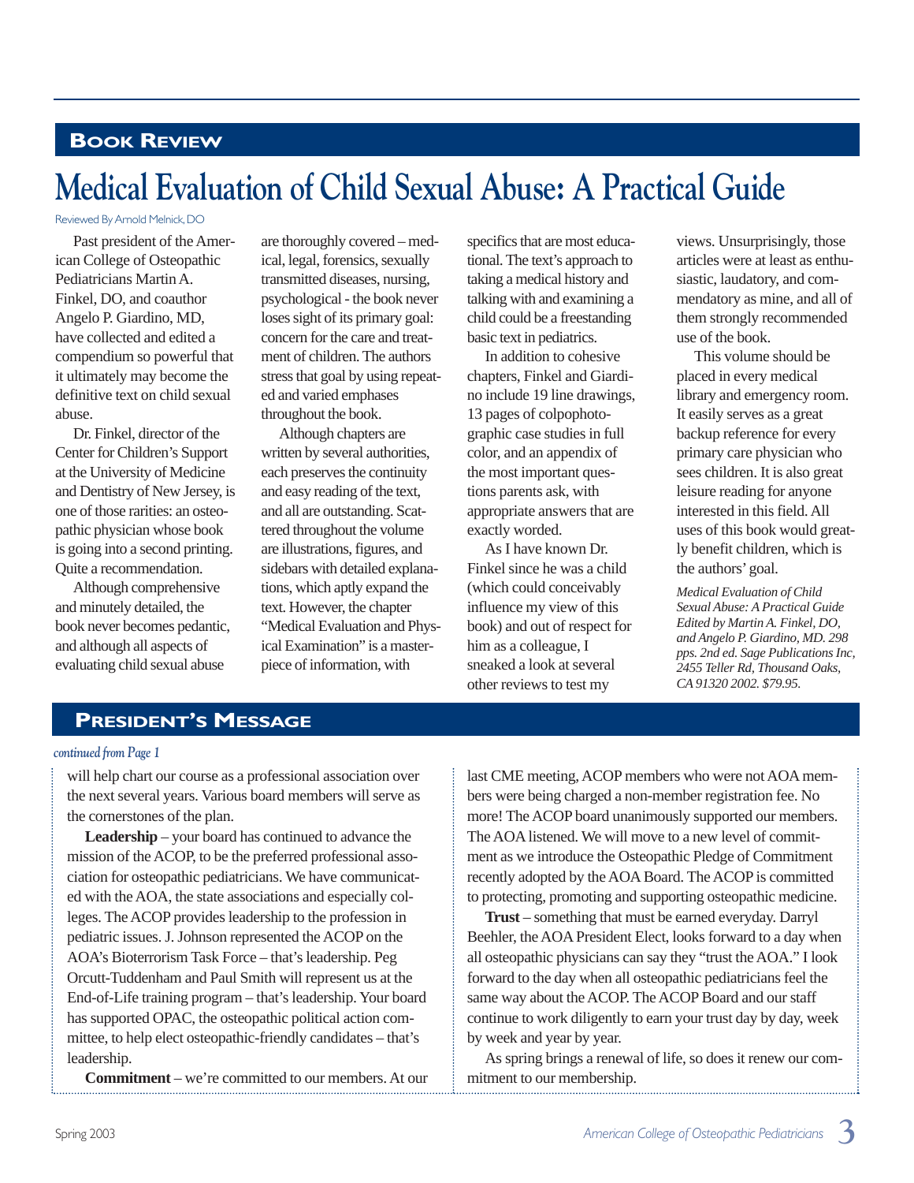## BOOK REVIEW

# Medical Evaluation of Child Sexual Abuse: A Practical Guide

Reviewed By Arnold Melnick, DO

Past president of the American College of Osteopathic Pediatricians Martin A. Finkel, DO, and coauthor Angelo P. Giardino, MD, have collected and edited a compendium so powerful that it ultimately may become the definitive text on child sexual abuse.

Dr. Finkel, director of the Center for Children's Support at the University of Medicine and Dentistry of New Jersey, is one of those rarities: an osteopathic physician whose book is going into a second printing. Quite a recommendation.

Although comprehensive and minutely detailed, the book never becomes pedantic, and although all aspects of evaluating child sexual abuse are thoroughly covered – medical, legal, forensics, sexually transmitted diseases, nursing, psychological - the book never loses sight of its primary goal: concern for the care and treatment of children. The authors stress that goal by using repeated and varied emphases throughout the book.

Although chapters are written by several authorities, each preserves the continuity and easy reading of the text, and all are outstanding. Scattered throughout the volume are illustrations, figures, and sidebars with detailed explanations, which aptly expand the text. However, the chapter "Medical Evaluation and Physical Examination" is a masterpiece of information, with specifics that are most educational. The text's approach to taking a medical history and talking with and examining a child could be a freestanding basic text in pediatrics.

In addition to cohesive chapters, Finkel and Giardino include 19 line drawings, 13 pages of colpophotographic case studies in full color, and an appendix of the most important questions parents ask, with appropriate answers that are exactly worded.

As I have known Dr. Finkel since he was a child (which could conceivably influence my view of this book) and out of respect for him as a colleague, I sneaked a look at several other reviews to test my views. Unsurprisingly, those articles were at least as enthusiastic, laudatory, and commendatory as mine, and all of them strongly recommended use of the book.

This volume should be placed in every medical library and emergency room. It easily serves as a great backup reference for every primary care physician who sees children. It is also great leisure reading for anyone interested in this field. All uses of this book would greatly benefit children, which is the authors' goal.

*Medical Evaluation of Child Sexual Abuse: A Practical Guide Edited by Martin A. Finkel, DO, and Angelo P. Giardino, MD. 298 pps. 2nd ed. Sage Publications Inc, 2455 Teller Rd, Thousand Oaks, CA 91320 2002. $79.95.*

## PRESIDENT'S MESSAGE

*continued from Page 1*

will help chart our course as a professional association over the next several years. Various board members will serve as the cornerstones of the plan.

**Leadership** – your board has continued to advance the mission of the ACOP, to be the preferred professional association for osteopathic pediatricians. We have communicated with the AOA, the state associations and especially colleges. The ACOP provides leadership to the profession in pediatric issues. J. Johnson represented the ACOP on the AOA's Bioterrorism Task Force – that's leadership. Peg Orcutt-Tuddenham and Paul Smith will represent us at the End-of-Life training program – that's leadership. Your board has supported OPAC, the osteopathic political action committee, to help elect osteopathic-friendly candidates – that's leadership.

**Commitment** – we're committed to our members. At our last CME meeting, ACOP members who were not AOA members were being charged a non-member registration fee. No more! The ACOP board unanimously supported our members. The AOA listened. We will move to a new level of commitment as we introduce the Osteopathic Pledge of Commitment recently adopted by the AOA Board. The ACOP is committed to protecting, promoting and supporting osteopathic medicine.

**Trust** – something that must be earned everyday. Darryl Beehler, the AOA President Elect, looks forward to a day when all osteopathic physicians can say they "trust the AOA." I look forward to the day when all osteopathic pediatricians feel the same way about the ACOP. The ACOP Board and our staff continue to work diligently to earn your trust day by day, week by week and year by year.

As spring brings a renewal of life, so does it renew our commitment to our membership.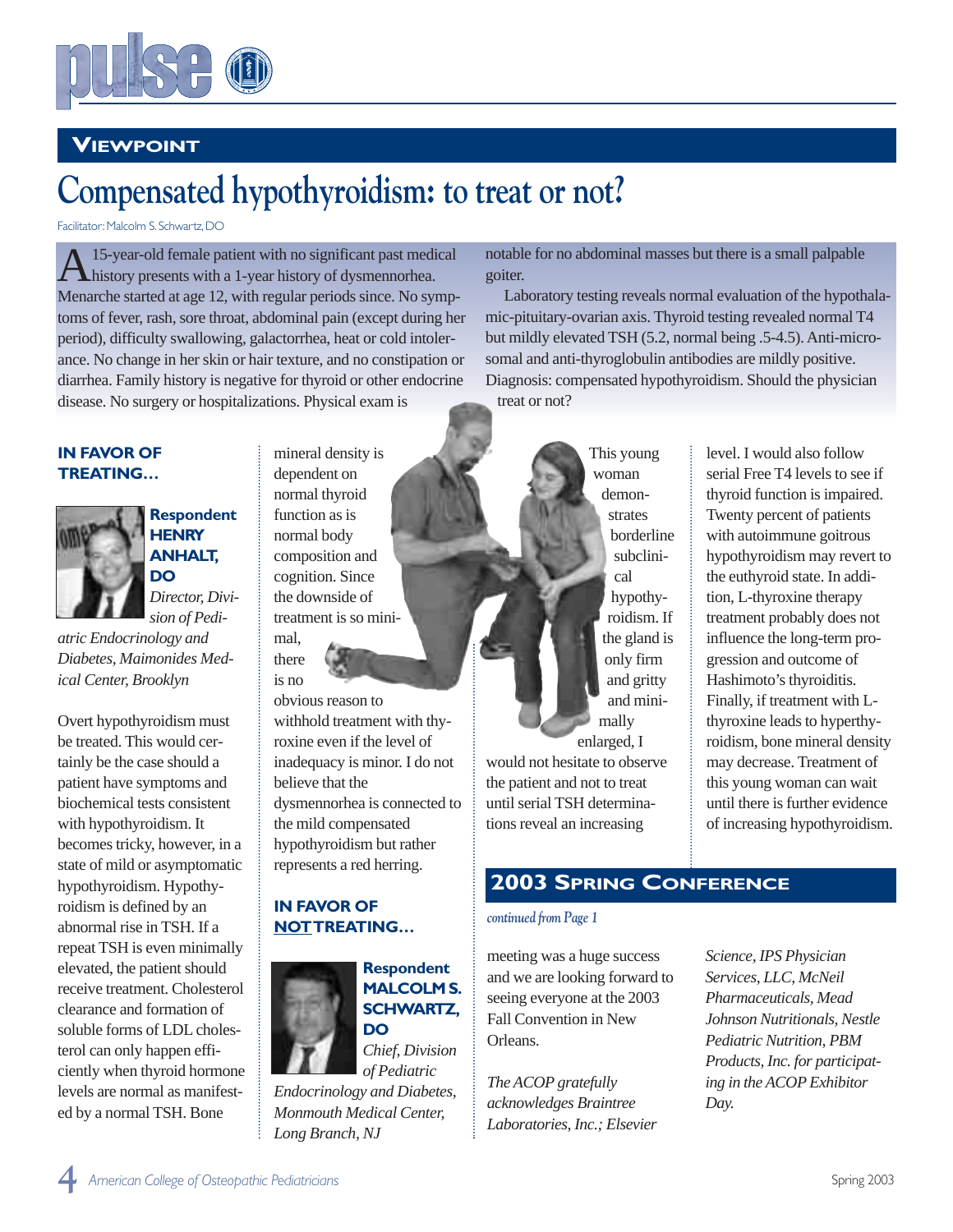## Viewpoint

# Compensated hypothyroidism: to treat or not?

Facilitator: Malcolm S. Schwartz, DO

A 15-year-old female patient with no significant past medical history presents with a 1-year history of dysmennorhea. Menarche started at age 12, with regular periods since. No symptoms of fever, rash, sore throat, abdominal pain (except during her period), difficulty swallowing, galactorrhea, heat or cold intolerance. No change in her skin or hair texture, and no constipation or diarrhea. Family history is negative for thyroid or other endocrine disease. No surgery or hospitalizations. Physical exam is notable for no abdominal masses but there is a small palpable goiter.

Laboratory testing reveals normal evaluation of the hypothalamic-pituitary-ovarian axis. Thyroid testing revealed normal T4 but mildly elevated TSH (5.2, normal being .5-4.5). Anti-microsomal and anti-thyroglobulin antibodies are mildly positive. Diagnosis: compensated hypothyroidism. Should the physician treat or not?

### IN FAVOR OF TREATING…

**Respondent HENRY ANHALT, DO**
*Director, Division of Pediatric Endocrinology and Diabetes, Maimonides Medical Center, Brooklyn*

Overt hypothyroidism must be treated. This would certainly be the case should a patient have symptoms and biochemical tests consistent with hypothyroidism. It becomes tricky, however, in a state of mild or asymptomatic hypothyroidism. Hypothyroidism is defined by an abnormal rise in TSH. If a repeat TSH is even minimally elevated, the patient should receive treatment. Cholesterol clearance and formation of soluble forms of LDL cholesterol can only happen efficiently when thyroid hormone levels are normal as manifested by a normal TSH. Bone mineral density is dependent on normal thyroid function as is normal body composition and cognition. Since the downside of treatment is so minimal, there is no obvious reason to withhold treatment with thyroxine even if the level of inadequacy is minor. I do not believe that the dysmennorhea is connected to the mild compensated hypothyroidism but rather represents a red herring.

### IN FAVOR OF NOT TREATING…

**Respondent MALCOLM S. SCHWARTZ, DO**
*Chief, Division of Pediatric Endocrinology and Diabetes, Monmouth Medical Center, Long Branch, NJ*

This young woman demonstrates borderline subclinical hypothyroidism. If the gland is only firm and gritty and minimally enlarged, I would not hesitate to observe the patient and not to treat until serial TSH determinations reveal an increasing level. I would also follow serial Free T4 levels to see if thyroid function is impaired. Twenty percent of patients with autoimmune goitrous hypothyroidism may revert to the euthyroid state. In addition, L-thyroxine therapy treatment probably does not influence the long-term progression and outcome of Hashimoto's thyroiditis. Finally, if treatment with L-thyroxine leads to hyperthyroidism, bone mineral density may decrease. Treatment of this young woman can wait until there is further evidence of increasing hypothyroidism.

## 2003 Spring Conference

*continued from Page 1*

meeting was a huge success and we are looking forward to seeing everyone at the 2003 Fall Convention in New Orleans.

*The ACOP gratefully acknowledges Braintree Laboratories, Inc.; Elsevier Science, IPS Physician Services, LLC, McNeil Pharmaceuticals, Mead Johnson Nutritionals, Nestle Pediatric Nutrition, PBM Products, Inc. for participating in the ACOP Exhibitor Day.*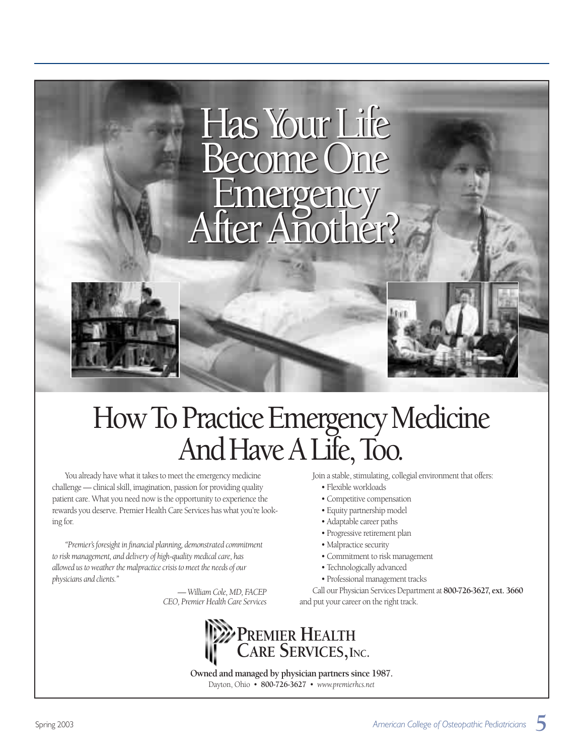# Has Your Life Become One Emergency After Another?

# How To Practice Emergency Medicine And Have A Life, Too.

You already have what it takes to meet the emergency medicine challenge — clinical skill, imagination, passion for providing quality patient care. What you need now is the opportunity to experience the rewards you deserve. Premier Health Care Services has what you're looking for.

*"Premier's foresight in financial planning, demonstrated commitment to risk management, and delivery of high-quality medical care, has allowed us to weather the malpractice crisis to meet the needs of our physicians and clients."*

*— William Cole, MD, FACEP*
*CEO, Premier Health Care Services*

Join a stable, stimulating, collegial environment that offers:

- Flexible workloads
- Competitive compensation
- Equity partnership model
- Adaptable career paths
- Progressive retirement plan
- Malpractice security
- Commitment to risk management
- Technologically advanced
- Professional management tracks

Call our Physician Services Department at **800-726-3627, ext. 3660** and put your career on the right track.

**Premier Health Care Services, Inc.**

**Owned and managed by physician partners since 1987.**

Dayton, Ohio • **800-726-3627** • *www.premierhcs.net*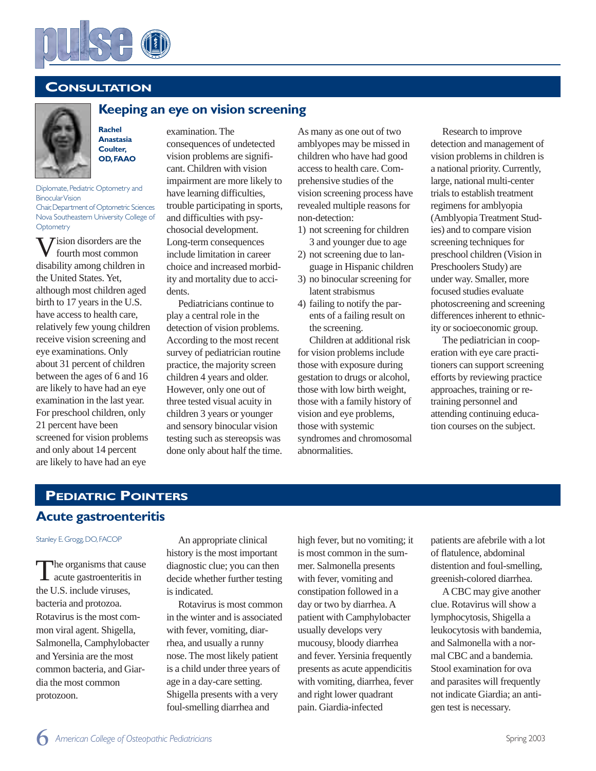## Consultation

### Keeping an eye on vision screening

**Rachel Anastasia Coulter, OD, FAAO**

Diplomate, Pediatric Optometry and Binocular Vision
Chair, Department of Optometric Sciences
Nova Southeastern University College of Optometry

Vision disorders are the fourth most common disability among children in the United States. Yet, although most children aged birth to 17 years in the U.S. have access to health care, relatively few young children receive vision screening and eye examinations. Only about 31 percent of children between the ages of 6 and 16 are likely to have had an eye examination in the last year. For preschool children, only 21 percent have been screened for vision problems and only about 14 percent are likely to have had an eye examination. The consequences of undetected vision problems are significant. Children with vision impairment are more likely to have learning difficulties, trouble participating in sports, and difficulties with psychosocial development. Long-term consequences include limitation in career choice and increased morbidity and mortality due to accidents.

Pediatricians continue to play a central role in the detection of vision problems. According to the most recent survey of pediatrician routine practice, the majority screen children 4 years and older. However, only one out of three tested visual acuity in children 3 years or younger and sensory binocular vision testing such as stereopsis was done only about half the time.

As many as one out of two amblyopes may be missed in children who have had good access to health care. Comprehensive studies of the vision screening process have revealed multiple reasons for non-detection:

1) not screening for children 3 and younger due to age
2) not screening due to language in Hispanic children
3) no binocular screening for latent strabismus
4) failing to notify the parents of a failing result on the screening.

Children at additional risk for vision problems include those with exposure during gestation to drugs or alcohol, those with low birth weight, those with a family history of vision and eye problems, those with systemic syndromes and chromosomal abnormalities.

Research to improve detection and management of vision problems in children is a national priority. Currently, large, national multi-center trials to establish treatment regimens for amblyopia (Amblyopia Treatment Studies) and to compare vision screening techniques for preschool children (Vision in Preschoolers Study) are under way. Smaller, more focused studies evaluate photoscreening and screening differences inherent to ethnicity or socioeconomic group.

The pediatrician in cooperation with eye care practitioners can support screening efforts by reviewing practice approaches, training or retraining personnel and attending continuing education courses on the subject.

## Pediatric Pointers

### Acute gastroenteritis

Stanley E. Grogg, DO, FACOP

The organisms that cause acute gastroenteritis in the U.S. include viruses, bacteria and protozoa. Rotavirus is the most common viral agent. Shigella, Salmonella, Camphylobacter and Yersinia are the most common bacteria, and Giardia the most common protozoon.

An appropriate clinical history is the most important diagnostic clue; you can then decide whether further testing is indicated.

Rotavirus is most common in the winter and is associated with fever, vomiting, diarrhea, and usually a runny nose. The most likely patient is a child under three years of age in a day-care setting. Shigella presents with a very foul-smelling diarrhea and high fever, but no vomiting; it is most common in the summer. Salmonella presents with fever, vomiting and constipation followed in a day or two by diarrhea. A patient with Camphylobacter usually develops very mucousy, bloody diarrhea and fever. Yersinia frequently presents as acute appendicitis with vomiting, diarrhea, fever and right lower quadrant pain. Giardia-infected patients are afebrile with a lot of flatulence, abdominal distention and foul-smelling, greenish-colored diarrhea.

A CBC may give another clue. Rotavirus will show a lymphocytosis, Shigella a leukocytosis with bandemia, and Salmonella with a normal CBC and a bandemia. Stool examination for ova and parasites will frequently not indicate Giardia; an antigen test is necessary.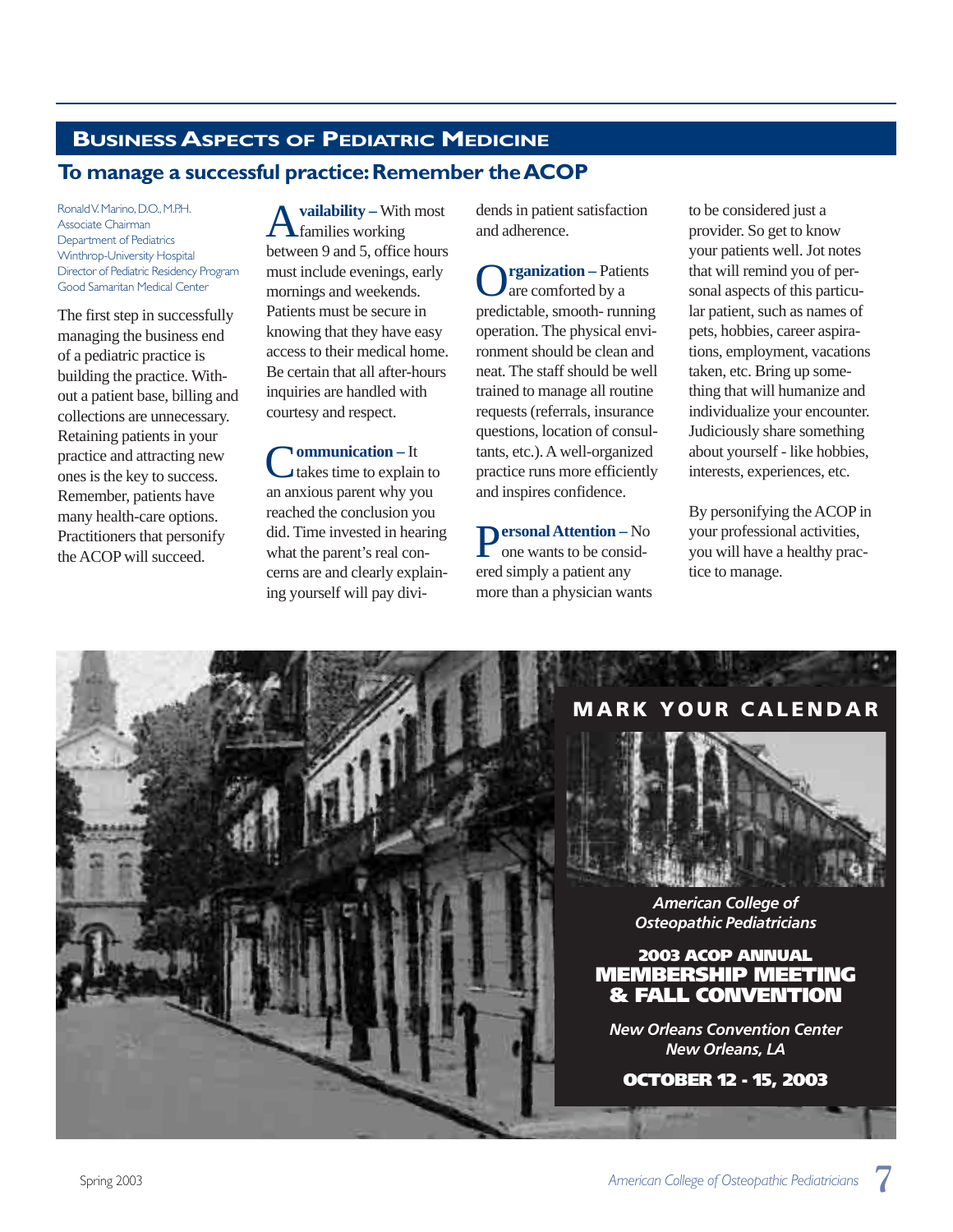## Business Aspects of Pediatric Medicine

### To manage a successful practice: Remember the ACOP

Ronald V. Marino, D.O., M.P.H.
Associate Chairman
Department of Pediatrics
Winthrop-University Hospital
Director of Pediatric Residency Program
Good Samaritan Medical Center

The first step in successfully managing the business end of a pediatric practice is building the practice. Without a patient base, billing and collections are unnecessary. Retaining patients in your practice and attracting new ones is the key to success. Remember, patients have many health-care options. Practitioners that personify the ACOP will succeed.

**Availability –** With most families working between 9 and 5, office hours must include evenings, early mornings and weekends. Patients must be secure in knowing that they have easy access to their medical home. Be certain that all after-hours inquiries are handled with courtesy and respect.

**Communication –** It takes time to explain to an anxious parent why you reached the conclusion you did. Time invested in hearing what the parent's real concerns are and clearly explaining yourself will pay dividends in patient satisfaction and adherence.

**Organization –** Patients are comforted by a predictable, smooth- running operation. The physical environment should be clean and neat. The staff should be well trained to manage all routine requests (referrals, insurance questions, location of consultants, etc.). A well-organized practice runs more efficiently and inspires confidence.

**Personal Attention –** No one wants to be considered simply a patient any more than a physician wants to be considered just a provider. So get to know your patients well. Jot notes that will remind you of personal aspects of this particular patient, such as names of pets, hobbies, career aspirations, employment, vacations taken, etc. Bring up something that will humanize and individualize your encounter. Judiciously share something about yourself - like hobbies, interests, experiences, etc.

By personifying the ACOP in your professional activities, you will have a healthy practice to manage.

## MARK YOUR CALENDAR

*American College of Osteopathic Pediatricians*

**2003 ACOP ANNUAL MEMBERSHIP MEETING & FALL CONVENTION**

*New Orleans Convention Center*
*New Orleans, LA*

**OCTOBER 12 - 15, 2003**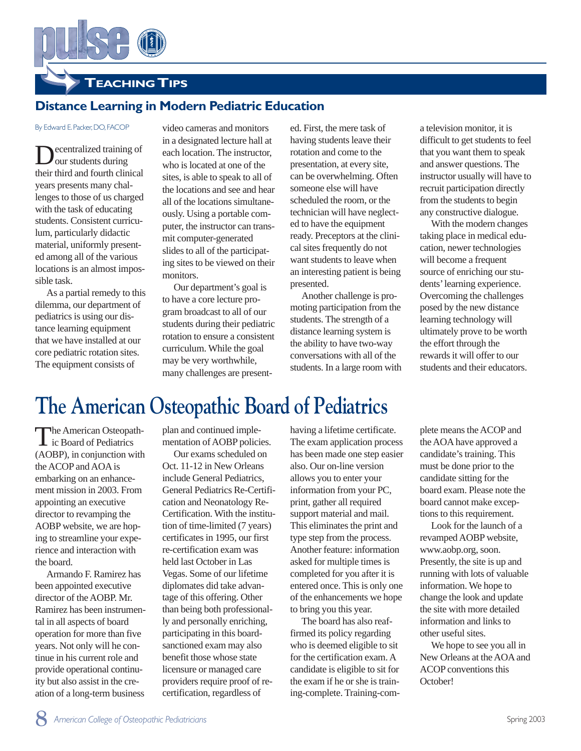## Teaching Tips

### Distance Learning in Modern Pediatric Education

By Edward E. Packer, DO, FACOP

Decentralized training of our students during their third and fourth clinical years presents many challenges to those of us charged with the task of educating students. Consistent curriculum, particularly didactic material, uniformly presented among all of the various locations is an almost impossible task.

As a partial remedy to this dilemma, our department of pediatrics is using our distance learning equipment that we have installed at our core pediatric rotation sites. The equipment consists of video cameras and monitors in a designated lecture hall at each location. The instructor, who is located at one of the sites, is able to speak to all of the locations and see and hear all of the locations simultaneously. Using a portable computer, the instructor can transmit computer-generated slides to all of the participating sites to be viewed on their monitors.

Our department's goal is to have a core lecture program broadcast to all of our students during their pediatric rotation to ensure a consistent curriculum. While the goal may be very worthwhile, many challenges are presented. First, the mere task of having students leave their rotation and come to the presentation, at every site, can be overwhelming. Often someone else will have scheduled the room, or the technician will have neglected to have the equipment ready. Preceptors at the clinical sites frequently do not want students to leave when an interesting patient is being presented.

Another challenge is promoting participation from the students. The strength of a distance learning system is the ability to have two-way conversations with all of the students. In a large room with a television monitor, it is difficult to get students to feel that you want them to speak and answer questions. The instructor usually will have to recruit participation directly from the students to begin any constructive dialogue.

With the modern changes taking place in medical education, newer technologies will become a frequent source of enriching our students' learning experience. Overcoming the challenges posed by the new distance learning technology will ultimately prove to be worth the effort through the rewards it will offer to our students and their educators.

# The American Osteopathic Board of Pediatrics

The American Osteopathic Board of Pediatrics (AOBP), in conjunction with the ACOP and AOA is embarking on an enhancement mission in 2003. From appointing an executive director to revamping the AOBP website, we are hoping to streamline your experience and interaction with the board.

Armando F. Ramirez has been appointed executive director of the AOBP. Mr. Ramirez has been instrumental in all aspects of board operation for more than five years. Not only will he continue in his current role and provide operational continuity but also assist in the creation of a long-term business plan and continued implementation of AOBP policies.

Our exams scheduled on Oct. 11-12 in New Orleans include General Pediatrics, General Pediatrics Re-Certification and Neonatology Re-Certification. With the institution of time-limited (7 years) certificates in 1995, our first re-certification exam was held last October in Las Vegas. Some of our lifetime diplomates did take advantage of this offering. Other than being both professionally and personally enriching, participating in this board-sanctioned exam may also benefit those whose state licensure or managed care providers require proof of re-certification, regardless of having a lifetime certificate. The exam application process has been made one step easier also. Our on-line version allows you to enter your information from your PC, print, gather all required support material and mail. This eliminates the print and type step from the process. Another feature: information asked for multiple times is completed for you after it is entered once. This is only one of the enhancements we hope to bring you this year.

The board has also reaffirmed its policy regarding who is deemed eligible to sit for the certification exam. A candidate is eligible to sit for the exam if he or she is training-complete. Training-complete means the ACOP and the AOA have approved a candidate's training. This must be done prior to the candidate sitting for the board exam. Please note the board cannot make exceptions to this requirement.

Look for the launch of a revamped AOBP website, www.aobp.org, soon. Presently, the site is up and running with lots of valuable information. We hope to change the look and update the site with more detailed information and links to other useful sites.

We hope to see you all in New Orleans at the AOA and ACOP conventions this October!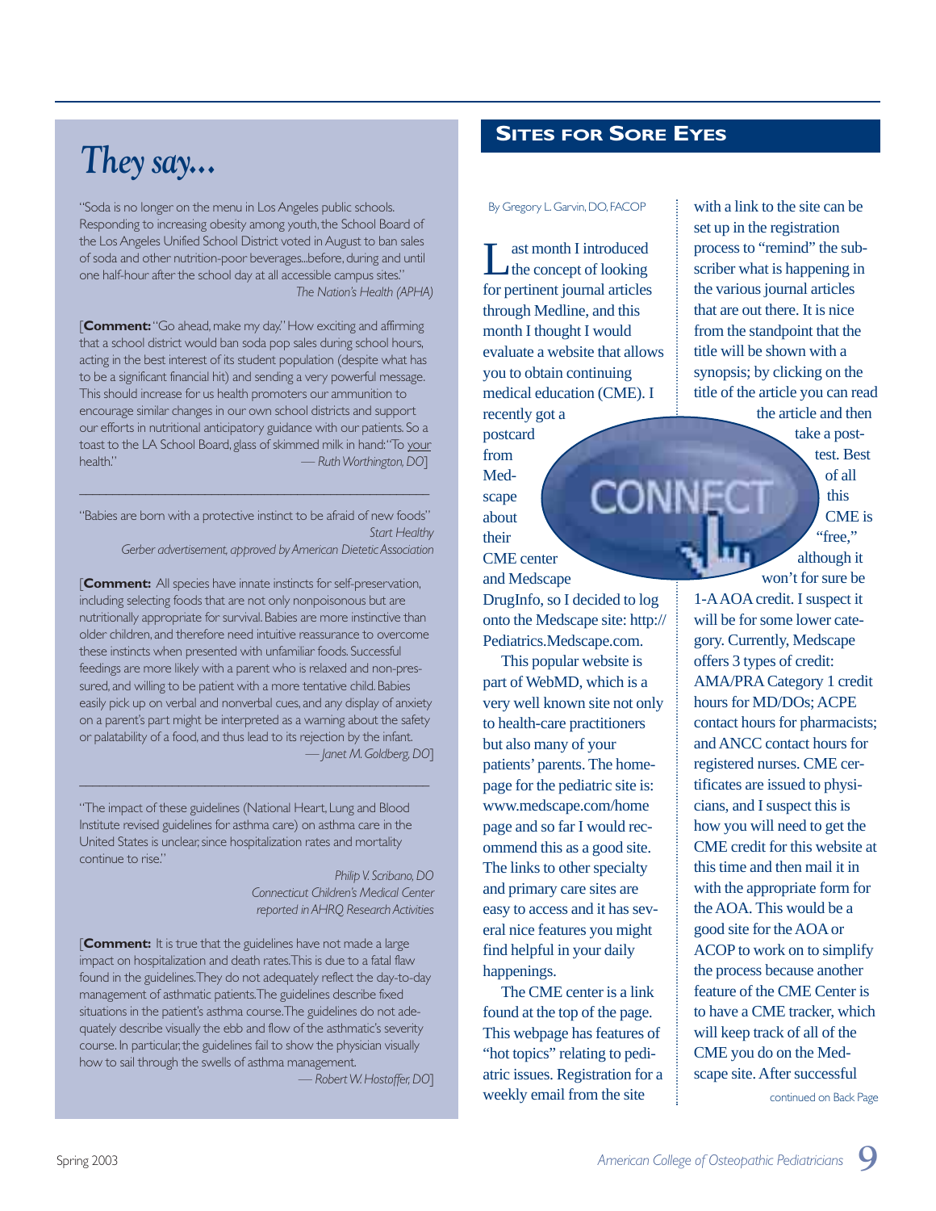# They say...

"Soda is no longer on the menu in Los Angeles public schools. Responding to increasing obesity among youth, the School Board of the Los Angeles Unified School District voted in August to ban sales of soda and other nutrition-poor beverages...before, during and until one half-hour after the school day at all accessible campus sites."

*The Nation's Health (APHA)*

[**Comment:** "Go ahead, make my day." How exciting and affirming that a school district would ban soda pop sales during school hours, acting in the best interest of its student population (despite what has to be a significant financial hit) and sending a very powerful message. This should increase for us health promoters our ammunition to encourage similar changes in our own school districts and support our efforts in nutritional anticipatory guidance with our patients. So a toast to the LA School Board, glass of skimmed milk in hand: "To your health."

*— Ruth Worthington, DO*]

---

"Babies are born with a protective instinct to be afraid of new foods"

*Start Healthy*
*Gerber advertisement, approved by American Dietetic Association*

[**Comment:** All species have innate instincts for self-preservation, including selecting foods that are not only nonpoisonous but are nutritionally appropriate for survival. Babies are more instinctive than older children, and therefore need intuitive reassurance to overcome these instincts when presented with unfamiliar foods. Successful feedings are more likely with a parent who is relaxed and non-pressured, and willing to be patient with a more tentative child. Babies easily pick up on verbal and nonverbal cues, and any display of anxiety on a parent's part might be interpreted as a warning about the safety or palatability of a food, and thus lead to its rejection by the infant.

*— Janet M. Goldberg, DO*]

---

"The impact of these guidelines (National Heart, Lung and Blood Institute revised guidelines for asthma care) on asthma care in the United States is unclear, since hospitalization rates and mortality continue to rise."

*Philip V. Scribano, DO*
*Connecticut Children's Medical Center*
*reported in AHRQ Research Activities*

[**Comment:** It is true that the guidelines have not made a large impact on hospitalization and death rates. This is due to a fatal flaw found in the guidelines. They do not adequately reflect the day-to-day management of asthmatic patients. The guidelines describe fixed situations in the patient's asthma course. The guidelines do not adequately describe visually the ebb and flow of the asthmatic's severity course. In particular, the guidelines fail to show the physician visually how to sail through the swells of asthma management.

*— Robert W. Hostoffer, DO*]

## Sites for Sore Eyes

By Gregory L. Garvin, DO, FACOP

Last month I introduced the concept of looking for pertinent journal articles through Medline, and this month I thought I would evaluate a website that allows you to obtain continuing medical education (CME). I recently got a postcard from Medscape about their CME center and Medscape DrugInfo, so I decided to log onto the Medscape site: http://Pediatrics.Medscape.com.

This popular website is part of WebMD, which is a very well known site not only to health-care practitioners but also many of your patients' parents. The homepage for the pediatric site is: www.medscape.com/homepage and so far I would recommend this as a good site. The links to other specialty and primary care sites are easy to access and it has several nice features you might find helpful in your daily happenings.

The CME center is a link found at the top of the page. This webpage has features of "hot topics" relating to pediatric issues. Registration for a weekly email from the site with a link to the site can be set up in the registration process to "remind" the subscriber what is happening in the various journal articles that are out there. It is nice from the standpoint that the title will be shown with a synopsis; by clicking on the title of the article you can read the article and then take a post-test. Best of all this CME is "free," although it won't for sure be 1-A AOA credit. I suspect it will be for some lower category. Currently, Medscape offers 3 types of credit: AMA/PRA Category 1 credit hours for MD/DOs; ACPE contact hours for pharmacists; and ANCC contact hours for registered nurses. CME certificates are issued to physicians, and I suspect this is how you will need to get the CME credit for this website at this time and then mail it in with the appropriate form for the AOA. This would be a good site for the AOA or ACOP to work on to simplify the process because another feature of the CME Center is to have a CME tracker, which will keep track of all of the CME you do on the Medscape site. After successful

continued on Back Page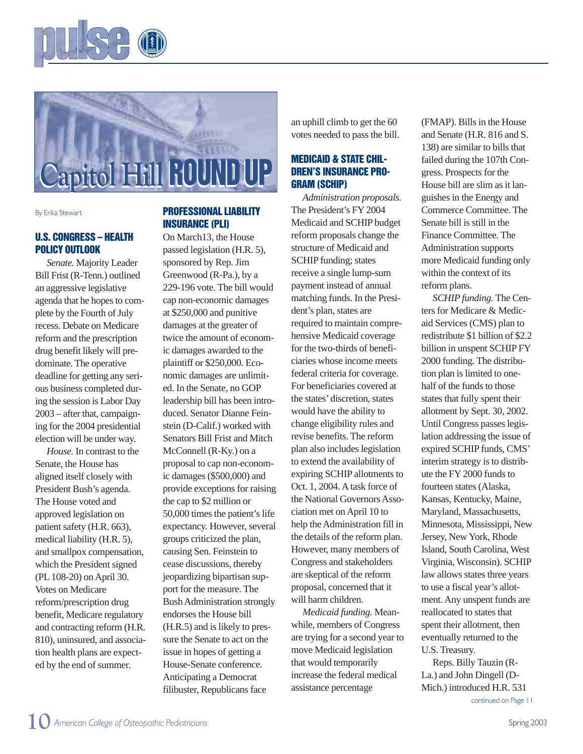# Capitol Hill ROUND UP

By Erika Stewart

## U.S. CONGRESS – HEALTH POLICY OUTLOOK

*Senate.* Majority Leader Bill Frist (R-Tenn.) outlined an aggressive legislative agenda that he hopes to complete by the Fourth of July recess. Debate on Medicare reform and the prescription drug benefit likely will predominate. The operative deadline for getting any serious business completed during the session is Labor Day 2003 – after that, campaigning for the 2004 presidential election will be under way.

*House.* In contrast to the Senate, the House has aligned itself closely with President Bush's agenda. The House voted and approved legislation on patient safety (H.R. 663), medical liability (H.R. 5), and smallpox compensation, which the President signed (PL 108-20) on April 30. Votes on Medicare reform/prescription drug benefit, Medicare regulatory and contracting reform (H.R. 810), uninsured, and association health plans are expected by the end of summer.

## PROFESSIONAL LIABILITY INSURANCE (PLI)

On March13, the House passed legislation (H.R. 5), sponsored by Rep. Jim Greenwood (R-Pa.), by a 229-196 vote. The bill would cap non-economic damages at $250,000 and punitive damages at the greater of twice the amount of economic damages awarded to the plaintiff or $250,000. Economic damages are unlimited. In the Senate, no GOP leadership bill has been introduced. Senator Dianne Feinstein (D-Calif.) worked with Senators Bill Frist and Mitch McConnell (R-Ky.) on a proposal to cap non-economic damages ($500,000) and provide exceptions for raising the cap to $2 million or 50,000 times the patient's life expectancy. However, several groups criticized the plan, causing Sen. Feinstein to cease discussions, thereby jeopardizing bipartisan support for the measure. The Bush Administration strongly endorses the House bill (H.R.5) and is likely to pressure the Senate to act on the issue in hopes of getting a House-Senate conference. Anticipating a Democrat filibuster, Republicans face an uphill climb to get the 60 votes needed to pass the bill.

## MEDICAID & STATE CHILDREN'S INSURANCE PROGRAM (SCHIP)

*Administration proposals.* The President's FY 2004 Medicaid and SCHIP budget reform proposals change the structure of Medicaid and SCHIP funding; states receive a single lump-sum payment instead of annual matching funds. In the President's plan, states are required to maintain comprehensive Medicaid coverage for the two-thirds of beneficiaries whose income meets federal criteria for coverage. For beneficiaries covered at the states' discretion, states would have the ability to change eligibility rules and revise benefits. The reform plan also includes legislation to extend the availability of expiring SCHIP allotments to Oct. 1, 2004. A task force of the National Governors Association met on April 10 to help the Administration fill in the details of the reform plan. However, many members of Congress and stakeholders are skeptical of the reform proposal, concerned that it will harm children.

*Medicaid funding.* Meanwhile, members of Congress are trying for a second year to move Medicaid legislation that would temporarily increase the federal medical assistance percentage (FMAP). Bills in the House and Senate (H.R. 816 and S. 138) are similar to bills that failed during the 107th Congress. Prospects for the House bill are slim as it languishes in the Energy and Commerce Committee. The Senate bill is still in the Finance Committee. The Administration supports more Medicaid funding only within the context of its reform plans.

*SCHIP funding.* The Centers for Medicare & Medicaid Services (CMS) plan to redistribute $1 billion of $2.2 billion in unspent SCHIP FY 2000 funding. The distribution plan is limited to one-half of the funds to those states that fully spent their allotment by Sept. 30, 2002. Until Congress passes legislation addressing the issue of expired SCHIP funds, CMS' interim strategy is to distribute the FY 2000 funds to fourteen states (Alaska, Kansas, Kentucky, Maine, Maryland, Massachusetts, Minnesota, Mississippi, New Jersey, New York, Rhode Island, South Carolina, West Virginia, Wisconsin). SCHIP law allows states three years to use a fiscal year's allotment. Any unspent funds are reallocated to states that spent their allotment, then eventually returned to the U.S. Treasury.

Reps. Billy Tauzin (R-La.) and John Dingell (D-Mich.) introduced H.R. 531

continued on Page 11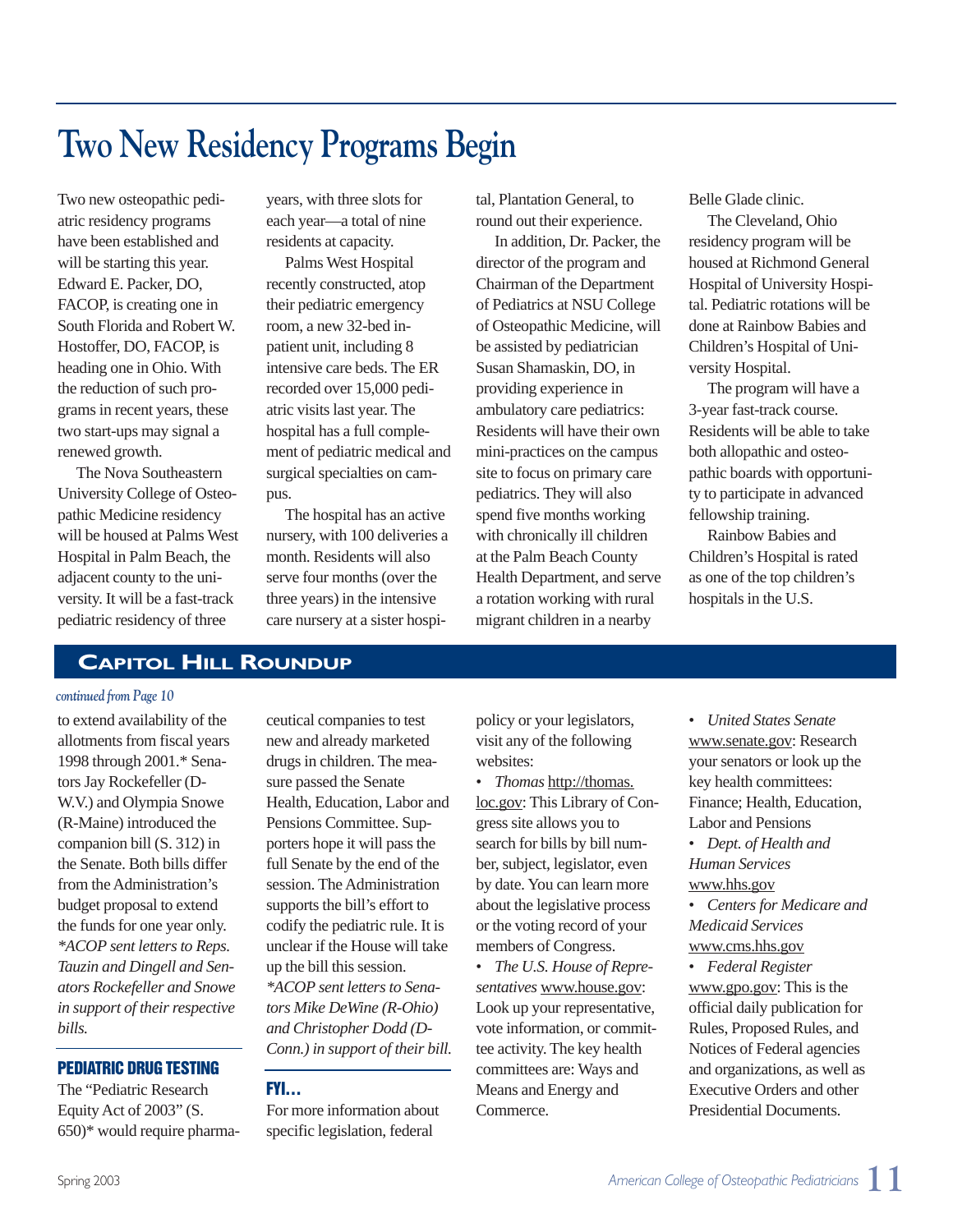# Two New Residency Programs Begin

Two new osteopathic pediatric residency programs have been established and will be starting this year. Edward E. Packer, DO, FACOP, is creating one in South Florida and Robert W. Hostoffer, DO, FACOP, is heading one in Ohio. With the reduction of such programs in recent years, these two start-ups may signal a renewed growth.

The Nova Southeastern University College of Osteopathic Medicine residency will be housed at Palms West Hospital in Palm Beach, the adjacent county to the university. It will be a fast-track pediatric residency of three years, with three slots for each year—a total of nine residents at capacity.

Palms West Hospital recently constructed, atop their pediatric emergency room, a new 32-bed inpatient unit, including 8 intensive care beds. The ER recorded over 15,000 pediatric visits last year. The hospital has a full complement of pediatric medical and surgical specialties on campus.

The hospital has an active nursery, with 100 deliveries a month. Residents will also serve four months (over the three years) in the intensive care nursery at a sister hospital, Plantation General, to round out their experience.

In addition, Dr. Packer, the director of the program and Chairman of the Department of Pediatrics at NSU College of Osteopathic Medicine, will be assisted by pediatrician Susan Shamaskin, DO, in providing experience in ambulatory care pediatrics: Residents will have their own mini-practices on the campus site to focus on primary care pediatrics. They will also spend five months working with chronically ill children at the Palm Beach County Health Department, and serve a rotation working with rural migrant children in a nearby Belle Glade clinic.

The Cleveland, Ohio residency program will be housed at Richmond General Hospital of University Hospital. Pediatric rotations will be done at Rainbow Babies and Children's Hospital of University Hospital.

The program will have a 3-year fast-track course. Residents will be able to take both allopathic and osteopathic boards with opportunity to participate in advanced fellowship training.

Rainbow Babies and Children's Hospital is rated as one of the top children's hospitals in the U.S.

## Capitol Hill Roundup

*continued from Page 10*

to extend availability of the allotments from fiscal years 1998 through 2001.* Senators Jay Rockefeller (D-W.V.) and Olympia Snowe (R-Maine) introduced the companion bill (S. 312) in the Senate. Both bills differ from the Administration's budget proposal to extend the funds for one year only. *\*ACOP sent letters to Reps. Tauzin and Dingell and Senators Rockefeller and Snowe in support of their respective bills.*

### Pediatric Drug Testing

The "Pediatric Research Equity Act of 2003" (S. 650)* would require pharmaceutical companies to test new and already marketed drugs in children. The measure passed the Senate Health, Education, Labor and Pensions Committee. Supporters hope it will pass the full Senate by the end of the session. The Administration supports the bill's effort to codify the pediatric rule. It is unclear if the House will take up the bill this session. *\*ACOP sent letters to Senators Mike DeWine (R-Ohio) and Christopher Dodd (D-Conn.) in support of their bill.*

### FYI…

For more information about specific legislation, federal policy or your legislators, visit any of the following websites:

- *Thomas* http://thomas.loc.gov: This Library of Congress site allows you to search for bills by bill number, subject, legislator, even by date. You can learn more about the legislative process or the voting record of your members of Congress.
- *The U.S. House of Representatives* www.house.gov: Look up your representative, vote information, or committee activity. The key health committees are: Ways and Means and Energy and Commerce.
- *United States Senate* www.senate.gov: Research your senators or look up the key health committees: Finance; Health, Education, Labor and Pensions
- *Dept. of Health and Human Services* www.hhs.gov
- *Centers for Medicare and Medicaid Services* www.cms.hhs.gov
- *Federal Register* www.gpo.gov: This is the official daily publication for Rules, Proposed Rules, and Notices of Federal agencies and organizations, as well as Executive Orders and other Presidential Documents.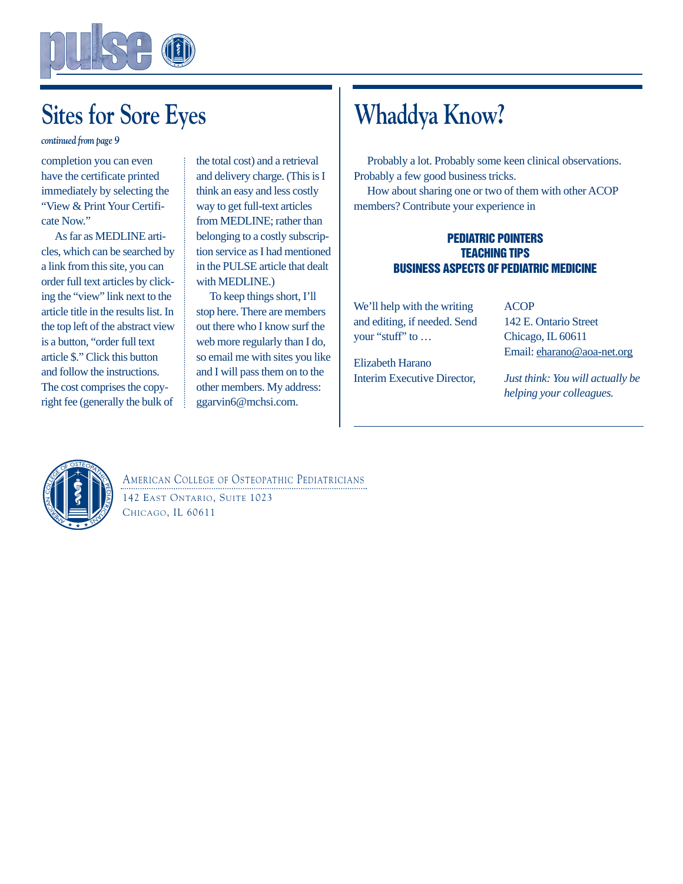## Sites for Sore Eyes

*continued from page 9*

completion you can even have the certificate printed immediately by selecting the "View & Print Your Certificate Now."

As far as MEDLINE articles, which can be searched by a link from this site, you can order full text articles by clicking the "view" link next to the article title in the results list. In the top left of the abstract view is a button, "order full text article $." Click this button and follow the instructions. The cost comprises the copyright fee (generally the bulk of the total cost) and a retrieval and delivery charge. (This is I think an easy and less costly way to get full-text articles from MEDLINE; rather than belonging to a costly subscription service as I had mentioned in the PULSE article that dealt with MEDLINE.)

To keep things short, I'll stop here. There are members out there who I know surf the web more regularly than I do, so email me with sites you like and I will pass them on to the other members. My address: ggarvin6@mchsi.com.

## Whaddya Know?

Probably a lot. Probably some keen clinical observations. Probably a few good business tricks.

How about sharing one or two of them with other ACOP members? Contribute your experience in

**PEDIATRIC POINTERS**
**TEACHING TIPS**
**BUSINESS ASPECTS OF PEDIATRIC MEDICINE**

We'll help with the writing and editing, if needed. Send your "stuff" to …

Elizabeth Harano
Interim Executive Director,
ACOP
142 E. Ontario Street
Chicago, IL 60611
Email: eharano@aoa-net.org

*Just think: You will actually be helping your colleagues.*

American College of Osteopathic Pediatricians
142 East Ontario, Suite 1023
Chicago, IL 60611